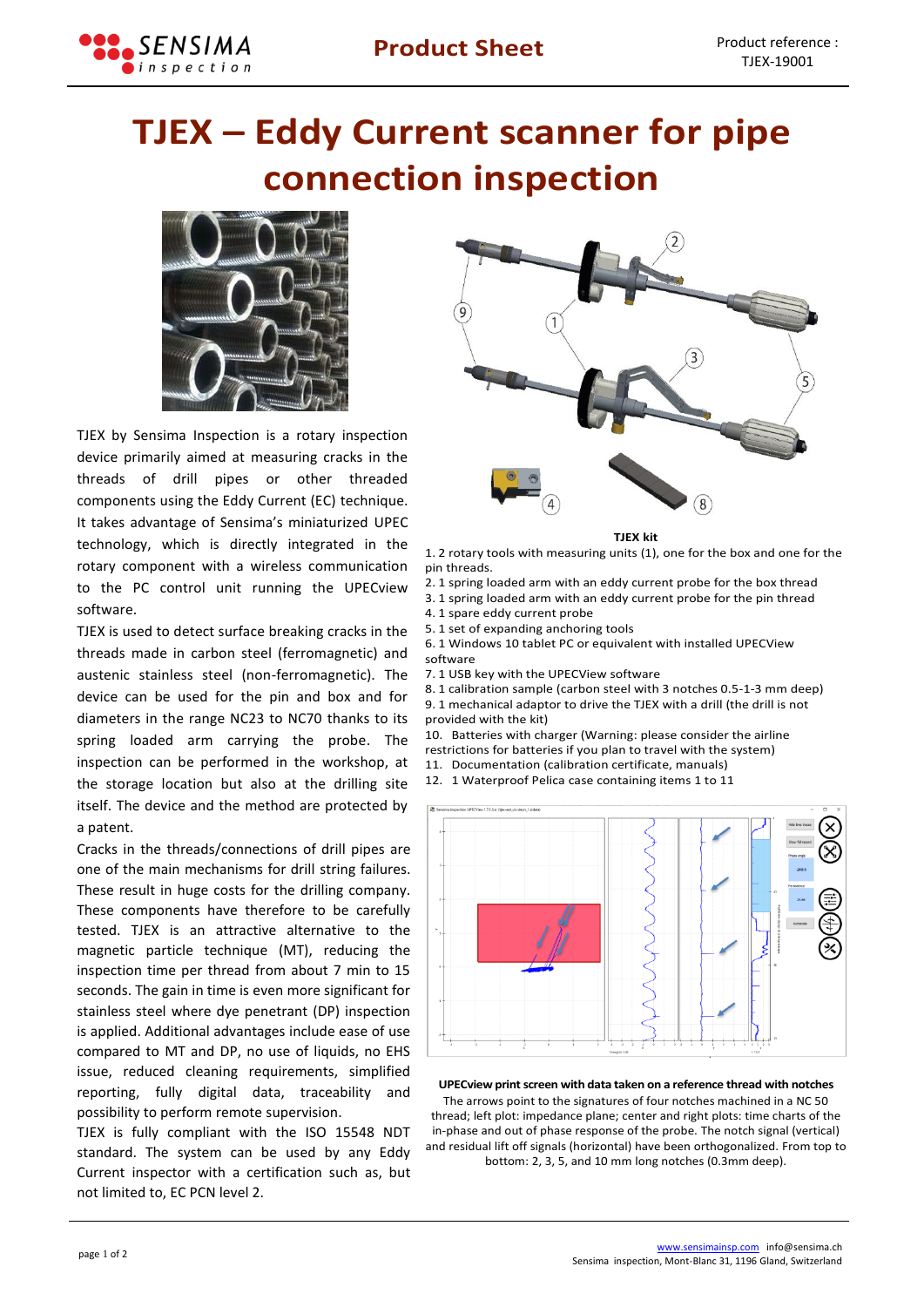# TJEX – Eddy Current scanner for pipe connection inspection

Product reference : TJEX-19001

TJEX by Sensima Inspection is a rotary inspection device primarily aimed at measuring cracks in the threads of drill pipes or other threaded components using the Eddy Current (EC) technique. It takes advantage of Sensima's miniaturized UPEC technology, which is directly integrated in the rotary component with a wireless communication to the PC control unit running the UPECview software.

TJEX is used to detect surface breaking cracks in the threads made in carbon steel (ferromagnetic) and austenic stainless steel (non-ferromagnetic). The device can be used for the pin and box and for diameters in the range NC23 to NC70 thanks to its spring loaded arm carrying the probe. The inspection can be performed in the workshop, at the storage location but also at the drilling site itself. The device and the method are protected by a patent.

Cracks in the threads/connections of drill pipes are one of the main mechanisms for drill string failures. These result in huge costs for the drilling company. These components have therefore to be carefully tested. TJEX is an attractive alternative to the magnetic particle technique (MT), reducing the inspection time per thread from about 7 min to 15 seconds. The gain in time is even more significant for stainless steel where dye penetrant (DP) inspection is applied. Additional advantages include ease of use compared to MT and DP, no use of liquids, no EHS issue, reduced cleaning requirements, simplified reporting, fully digital data, traceability and possibility to perform remote supervision.

TJEX is fully compliant with the ISO 15548 NDT standard. The system can be used by any Eddy Current inspector with a certification such as, but not limited to, EC PCN level 2.

**TJEX kit**

1. 2 rotary tools with measuring units (1), one for the box and one for the pin threads.
2. 1 spring loaded arm with an eddy current probe for the box thread
3. 1 spring loaded arm with an eddy current probe for the pin thread
4. 1 spare eddy current probe
5. 1 set of expanding anchoring tools
6. 1 Windows 10 tablet PC or equivalent with installed UPECView software
7. 1 USB key with the UPECView software
8. 1 calibration sample (carbon steel with 3 notches 0.5-1-3 mm deep)
9. 1 mechanical adaptor to drive the TJEX with a drill (the drill is not provided with the kit)
10. Batteries with charger (Warning: please consider the airline restrictions for batteries if you plan to travel with the system)
11. Documentation (calibration certificate, manuals)
12. 1 Waterproof Pelica case containing items 1 to 11

**UPECview print screen with data taken on a reference thread with notches**

The arrows point to the signatures of four notches machined in a NC 50 thread; left plot: impedance plane; center and right plots: time charts of the in-phase and out of phase response of the probe. The notch signal (vertical) and residual lift off signals (horizontal) have been orthogonalized. From top to bottom: 2, 3, 5, and 10 mm long notches (0.3mm deep).

www.sensimainsp.com info@sensima.ch
Sensima inspection, Mont-Blanc 31, 1196 Gland, Switzerland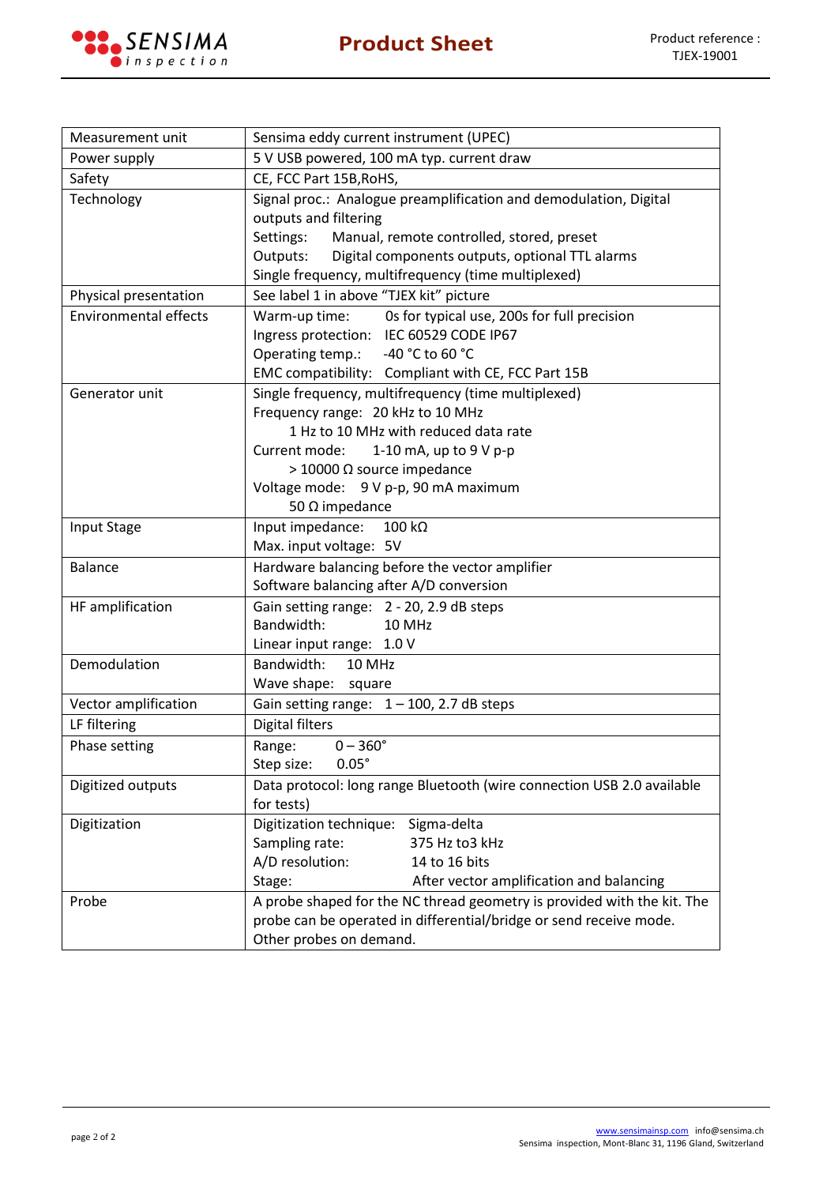| | |
|---|---|
| Measurement unit | Sensima eddy current instrument (UPEC) |
| Power supply | 5 V USB powered, 100 mA typ. current draw |
| Safety | CE, FCC Part 15B,RoHS, |
| Technology | Signal proc.: Analogue preamplification and demodulation, Digital outputs and filtering<br>Settings: Manual, remote controlled, stored, preset<br>Outputs: Digital components outputs, optional TTL alarms<br>Single frequency, multifrequency (time multiplexed) |
| Physical presentation | See label 1 in above “TJEX kit” picture |
| Environmental effects | Warm-up time: 0s for typical use, 200s for full precision<br>Ingress protection: IEC 60529 CODE IP67<br>Operating temp.: -40 °C to 60 °C<br>EMC compatibility: Compliant with CE, FCC Part 15B |
| Generator unit | Single frequency, multifrequency (time multiplexed)<br>Frequency range: 20 kHz to 10 MHz<br>1 Hz to 10 MHz with reduced data rate<br>Current mode: 1-10 mA, up to 9 V p-p<br>> 10000 Ω source impedance<br>Voltage mode: 9 V p-p, 90 mA maximum<br>50 Ω impedance |
| Input Stage | Input impedance: 100 kΩ<br>Max. input voltage: 5V |
| Balance | Hardware balancing before the vector amplifier<br>Software balancing after A/D conversion |
| HF amplification | Gain setting range: 2 - 20, 2.9 dB steps<br>Bandwidth: 10 MHz<br>Linear input range: 1.0 V |
| Demodulation | Bandwidth: 10 MHz<br>Wave shape: square |
| Vector amplification | Gain setting range: 1 – 100, 2.7 dB steps |
| LF filtering | Digital filters |
| Phase setting | Range: 0 – 360°<br>Step size: 0.05° |
| Digitized outputs | Data protocol: long range Bluetooth (wire connection USB 2.0 available for tests) |
| Digitization | Digitization technique: Sigma-delta<br>Sampling rate: 375 Hz to3 kHz<br>A/D resolution: 14 to 16 bits<br>Stage: After vector amplification and balancing |
| Probe | A probe shaped for the NC thread geometry is provided with the kit. The probe can be operated in differential/bridge or send receive mode. Other probes on demand. |

www.sensimainsp.com info@sensima.ch
Sensima inspection, Mont-Blanc 31, 1196 Gland, Switzerland